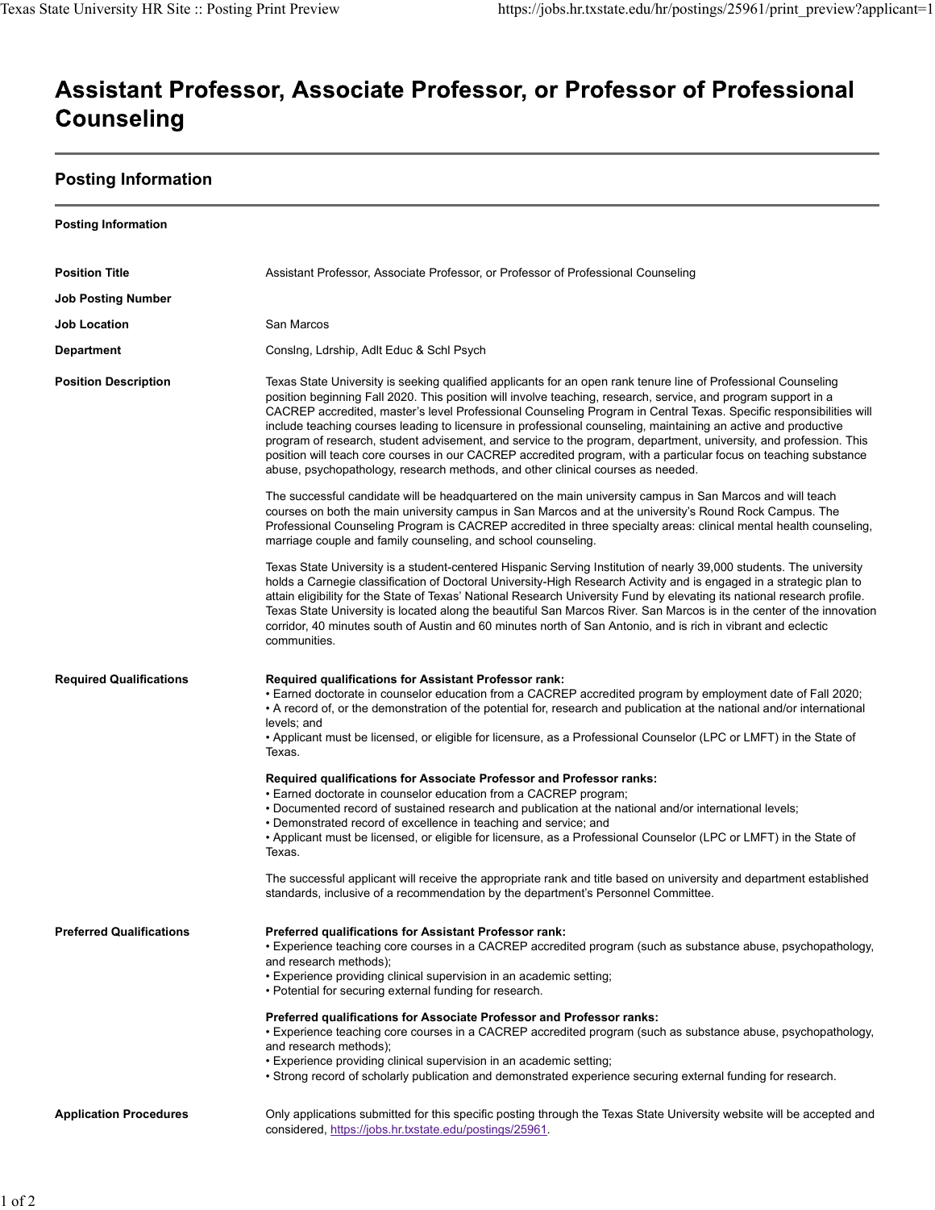# Assistant Professor, Associate Professor, or Professor of Professional Counseling

## Posting Information

**Posting Information**

| | |
|---|---|
| **Position Title** | Assistant Professor, Associate Professor, or Professor of Professional Counseling |
| **Job Posting Number** | |
| **Job Location** | San Marcos |
| **Department** | Conslng, Ldrship, Adlt Educ & Schl Psych |

**Position Description**

Texas State University is seeking qualified applicants for an open rank tenure line of Professional Counseling position beginning Fall 2020. This position will involve teaching, research, service, and program support in a CACREP accredited, master's level Professional Counseling Program in Central Texas. Specific responsibilities will include teaching courses leading to licensure in professional counseling, maintaining an active and productive program of research, student advisement, and service to the program, department, university, and profession. This position will teach core courses in our CACREP accredited program, with a particular focus on teaching substance abuse, psychopathology, research methods, and other clinical courses as needed.

The successful candidate will be headquartered on the main university campus in San Marcos and will teach courses on both the main university campus in San Marcos and at the university's Round Rock Campus. The Professional Counseling Program is CACREP accredited in three specialty areas: clinical mental health counseling, marriage couple and family counseling, and school counseling.

Texas State University is a student-centered Hispanic Serving Institution of nearly 39,000 students. The university holds a Carnegie classification of Doctoral University-High Research Activity and is engaged in a strategic plan to attain eligibility for the State of Texas' National Research University Fund by elevating its national research profile. Texas State University is located along the beautiful San Marcos River. San Marcos is in the center of the innovation corridor, 40 minutes south of Austin and 60 minutes north of San Antonio, and is rich in vibrant and eclectic communities.

**Required Qualifications**

**Required qualifications for Assistant Professor rank:**

- Earned doctorate in counselor education from a CACREP accredited program by employment date of Fall 2020;
- A record of, or the demonstration of the potential for, research and publication at the national and/or international levels; and
- Applicant must be licensed, or eligible for licensure, as a Professional Counselor (LPC or LMFT) in the State of Texas.

**Required qualifications for Associate Professor and Professor ranks:**

- Earned doctorate in counselor education from a CACREP program;
- Documented record of sustained research and publication at the national and/or international levels;
- Demonstrated record of excellence in teaching and service; and
- Applicant must be licensed, or eligible for licensure, as a Professional Counselor (LPC or LMFT) in the State of Texas.

The successful applicant will receive the appropriate rank and title based on university and department established standards, inclusive of a recommendation by the department's Personnel Committee.

**Preferred Qualifications**

**Preferred qualifications for Assistant Professor rank:**

- Experience teaching core courses in a CACREP accredited program (such as substance abuse, psychopathology, and research methods);
- Experience providing clinical supervision in an academic setting;
- Potential for securing external funding for research.

**Preferred qualifications for Associate Professor and Professor ranks:**

- Experience teaching core courses in a CACREP accredited program (such as substance abuse, psychopathology, and research methods);
- Experience providing clinical supervision in an academic setting;
- Strong record of scholarly publication and demonstrated experience securing external funding for research.

**Application Procedures**

Only applications submitted for this specific posting through the Texas State University website will be accepted and considered, https://jobs.hr.txstate.edu/postings/25961.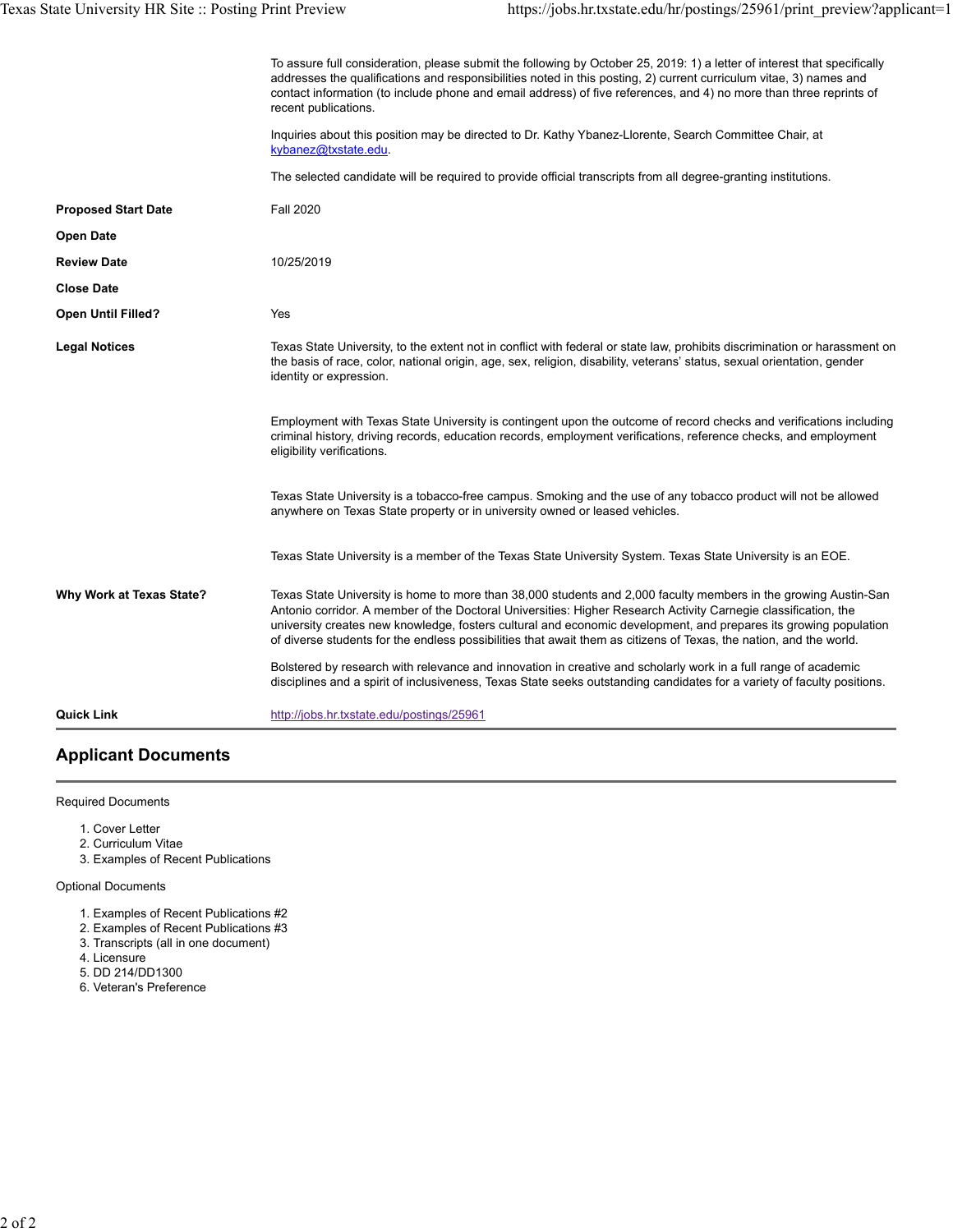To assure full consideration, please submit the following by October 25, 2019: 1) a letter of interest that specifically addresses the qualifications and responsibilities noted in this posting, 2) current curriculum vitae, 3) names and contact information (to include phone and email address) of five references, and 4) no more than three reprints of recent publications.

Inquiries about this position may be directed to Dr. Kathy Ybanez-Llorente, Search Committee Chair, at kybanez@txstate.edu.

The selected candidate will be required to provide official transcripts from all degree-granting institutions.

| | |
|---|---|
| **Proposed Start Date** | Fall 2020 |
| **Open Date** | |
| **Review Date** | 10/25/2019 |
| **Close Date** | |
| **Open Until Filled?** | Yes |
| **Legal Notices** | Texas State University, to the extent not in conflict with federal or state law, prohibits discrimination or harassment on the basis of race, color, national origin, age, sex, religion, disability, veterans' status, sexual orientation, gender identity or expression.<br><br>Employment with Texas State University is contingent upon the outcome of record checks and verifications including criminal history, driving records, education records, employment verifications, reference checks, and employment eligibility verifications.<br><br>Texas State University is a tobacco-free campus. Smoking and the use of any tobacco product will not be allowed anywhere on Texas State property or in university owned or leased vehicles.<br><br>Texas State University is a member of the Texas State University System. Texas State University is an EOE. |
| **Why Work at Texas State?** | Texas State University is home to more than 38,000 students and 2,000 faculty members in the growing Austin-San Antonio corridor. A member of the Doctoral Universities: Higher Research Activity Carnegie classification, the university creates new knowledge, fosters cultural and economic development, and prepares its growing population of diverse students for the endless possibilities that await them as citizens of Texas, the nation, and the world.<br><br>Bolstered by research with relevance and innovation in creative and scholarly work in a full range of academic disciplines and a spirit of inclusiveness, Texas State seeks outstanding candidates for a variety of faculty positions. |
| **Quick Link** | http://jobs.hr.txstate.edu/postings/25961 |

## Applicant Documents

Required Documents

1. Cover Letter
2. Curriculum Vitae
3. Examples of Recent Publications

Optional Documents

1. Examples of Recent Publications #2
2. Examples of Recent Publications #3
3. Transcripts (all in one document)
4. Licensure
5. DD 214/DD1300
6. Veteran's Preference